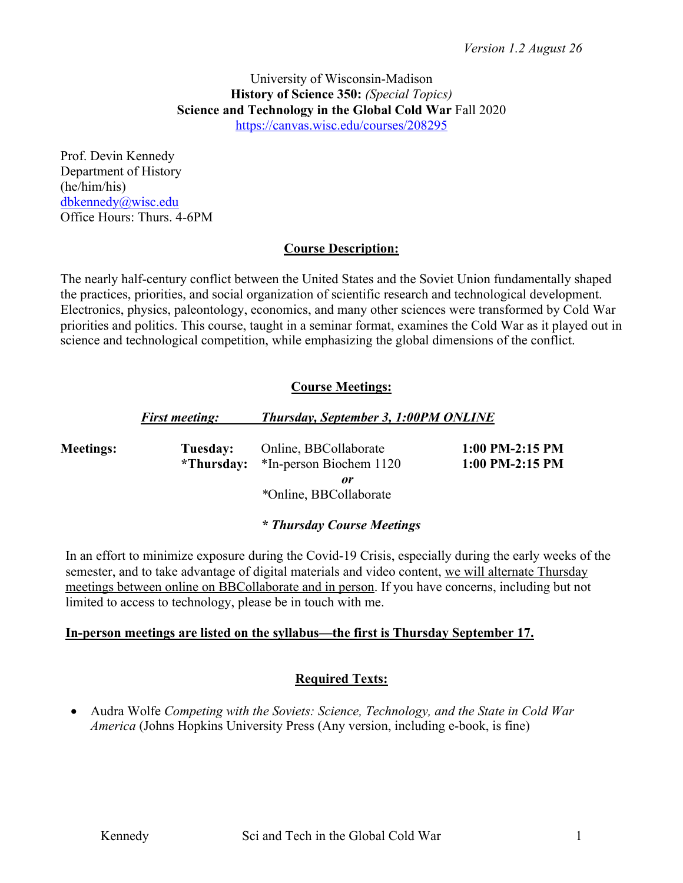*Version 1.2 August 26*

University of Wisconsin-Madison
**History of Science 350:** *(Special Topics)*
**Science and Technology in the Global Cold War** Fall 2020
https://canvas.wisc.edu/courses/208295

Prof. Devin Kennedy
Department of History
(he/him/his)
dbkennedy@wisc.edu
Office Hours: Thurs. 4-6PM

## Course Description:

The nearly half-century conflict between the United States and the Soviet Union fundamentally shaped the practices, priorities, and social organization of scientific research and technological development. Electronics, physics, paleontology, economics, and many other sciences were transformed by Cold War priorities and politics. This course, taught in a seminar format, examines the Cold War as it played out in science and technological competition, while emphasizing the global dimensions of the conflict.

## Course Meetings:

***First meeting: Thursday, September 3, 1:00PM ONLINE***

| **Meetings:** | **Tuesday:** | Online, BBCollaborate | **1:00 PM-2:15 PM** |
|---|---|---|---|
| | ***Thursday:** | *In-person Biochem 1120 | **1:00 PM-2:15 PM** |
| | | ***or*** | |
| | | *Online, BBCollaborate | |

***\* Thursday Course Meetings***

In an effort to minimize exposure during the Covid-19 Crisis, especially during the early weeks of the semester, and to take advantage of digital materials and video content, we will alternate Thursday meetings between online on BBCollaborate and in person. If you have concerns, including but not limited to access to technology, please be in touch with me.

**In-person meetings are listed on the syllabus—the first is Thursday September 17.**

## Required Texts:

- Audra Wolfe *Competing with the Soviets: Science, Technology, and the State in Cold War America* (Johns Hopkins University Press (Any version, including e-book, is fine)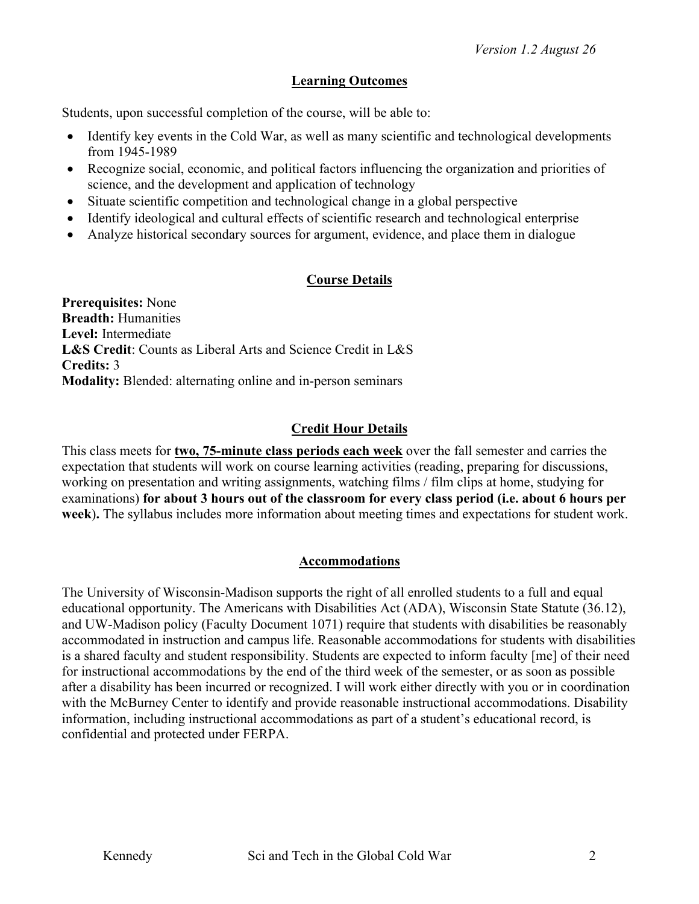*Version 1.2 August 26*

## Learning Outcomes

Students, upon successful completion of the course, will be able to:

- Identify key events in the Cold War, as well as many scientific and technological developments from 1945-1989
- Recognize social, economic, and political factors influencing the organization and priorities of science, and the development and application of technology
- Situate scientific competition and technological change in a global perspective
- Identify ideological and cultural effects of scientific research and technological enterprise
- Analyze historical secondary sources for argument, evidence, and place them in dialogue

## Course Details

**Prerequisites:** None
**Breadth:** Humanities
**Level:** Intermediate
**L&S Credit**: Counts as Liberal Arts and Science Credit in L&S
**Credits:** 3
**Modality:** Blended: alternating online and in-person seminars

## Credit Hour Details

This class meets for **two, 75-minute class periods each week** over the fall semester and carries the expectation that students will work on course learning activities (reading, preparing for discussions, working on presentation and writing assignments, watching films / film clips at home, studying for examinations) **for about 3 hours out of the classroom for every class period (i.e. about 6 hours per week).** The syllabus includes more information about meeting times and expectations for student work.

## Accommodations

The University of Wisconsin-Madison supports the right of all enrolled students to a full and equal educational opportunity. The Americans with Disabilities Act (ADA), Wisconsin State Statute (36.12), and UW-Madison policy (Faculty Document 1071) require that students with disabilities be reasonably accommodated in instruction and campus life. Reasonable accommodations for students with disabilities is a shared faculty and student responsibility. Students are expected to inform faculty [me] of their need for instructional accommodations by the end of the third week of the semester, or as soon as possible after a disability has been incurred or recognized. I will work either directly with you or in coordination with the McBurney Center to identify and provide reasonable instructional accommodations. Disability information, including instructional accommodations as part of a student's educational record, is confidential and protected under FERPA.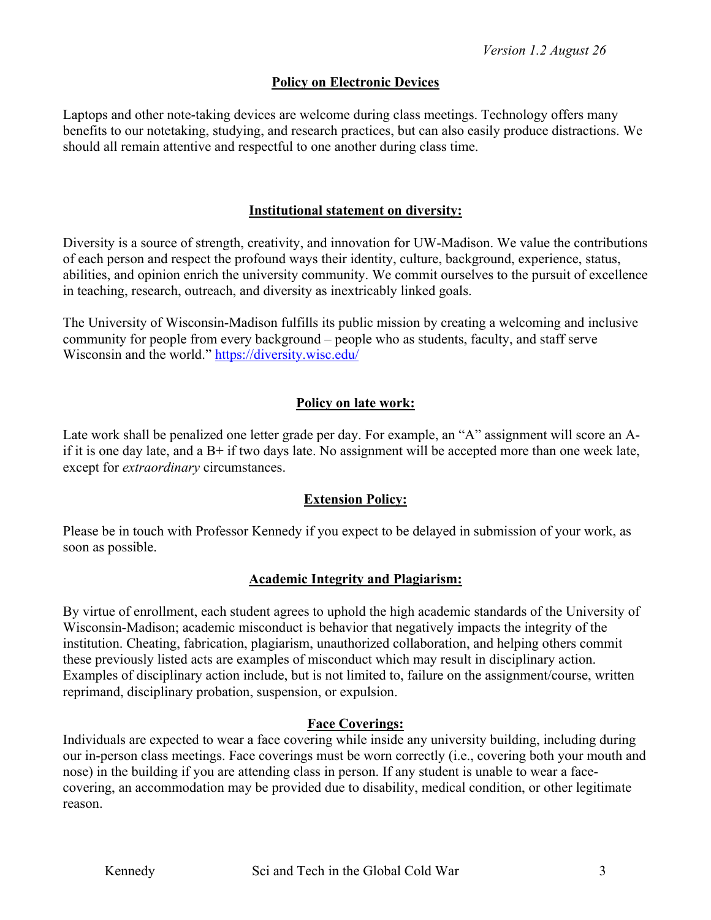*Version 1.2 August 26*

## Policy on Electronic Devices

Laptops and other note-taking devices are welcome during class meetings. Technology offers many benefits to our notetaking, studying, and research practices, but can also easily produce distractions. We should all remain attentive and respectful to one another during class time.

## Institutional statement on diversity:

Diversity is a source of strength, creativity, and innovation for UW-Madison. We value the contributions of each person and respect the profound ways their identity, culture, background, experience, status, abilities, and opinion enrich the university community. We commit ourselves to the pursuit of excellence in teaching, research, outreach, and diversity as inextricably linked goals.

The University of Wisconsin-Madison fulfills its public mission by creating a welcoming and inclusive community for people from every background – people who as students, faculty, and staff serve Wisconsin and the world." https://diversity.wisc.edu/

## Policy on late work:

Late work shall be penalized one letter grade per day. For example, an "A" assignment will score an A- if it is one day late, and a B+ if two days late. No assignment will be accepted more than one week late, except for *extraordinary* circumstances.

## Extension Policy:

Please be in touch with Professor Kennedy if you expect to be delayed in submission of your work, as soon as possible.

## Academic Integrity and Plagiarism:

By virtue of enrollment, each student agrees to uphold the high academic standards of the University of Wisconsin-Madison; academic misconduct is behavior that negatively impacts the integrity of the institution. Cheating, fabrication, plagiarism, unauthorized collaboration, and helping others commit these previously listed acts are examples of misconduct which may result in disciplinary action. Examples of disciplinary action include, but is not limited to, failure on the assignment/course, written reprimand, disciplinary probation, suspension, or expulsion.

## Face Coverings:

Individuals are expected to wear a face covering while inside any university building, including during our in-person class meetings. Face coverings must be worn correctly (i.e., covering both your mouth and nose) in the building if you are attending class in person. If any student is unable to wear a face-covering, an accommodation may be provided due to disability, medical condition, or other legitimate reason.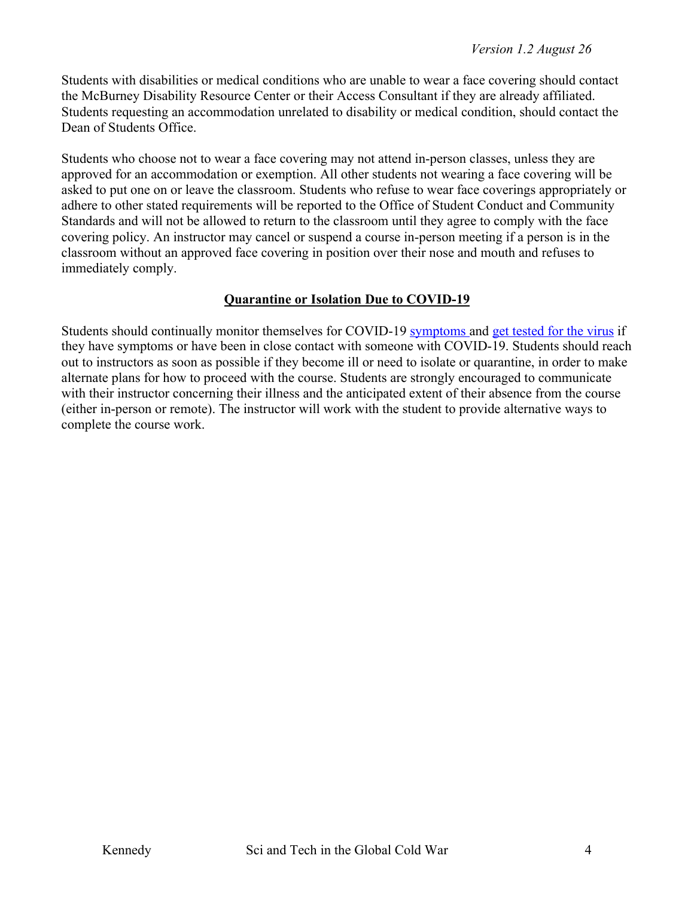Students with disabilities or medical conditions who are unable to wear a face covering should contact the McBurney Disability Resource Center or their Access Consultant if they are already affiliated. Students requesting an accommodation unrelated to disability or medical condition, should contact the Dean of Students Office.

Students who choose not to wear a face covering may not attend in-person classes, unless they are approved for an accommodation or exemption. All other students not wearing a face covering will be asked to put one on or leave the classroom. Students who refuse to wear face coverings appropriately or adhere to other stated requirements will be reported to the Office of Student Conduct and Community Standards and will not be allowed to return to the classroom until they agree to comply with the face covering policy. An instructor may cancel or suspend a course in-person meeting if a person is in the classroom without an approved face covering in position over their nose and mouth and refuses to immediately comply.

## Quarantine or Isolation Due to COVID-19

Students should continually monitor themselves for COVID-19 symptoms and get tested for the virus if they have symptoms or have been in close contact with someone with COVID-19. Students should reach out to instructors as soon as possible if they become ill or need to isolate or quarantine, in order to make alternate plans for how to proceed with the course. Students are strongly encouraged to communicate with their instructor concerning their illness and the anticipated extent of their absence from the course (either in-person or remote). The instructor will work with the student to provide alternative ways to complete the course work.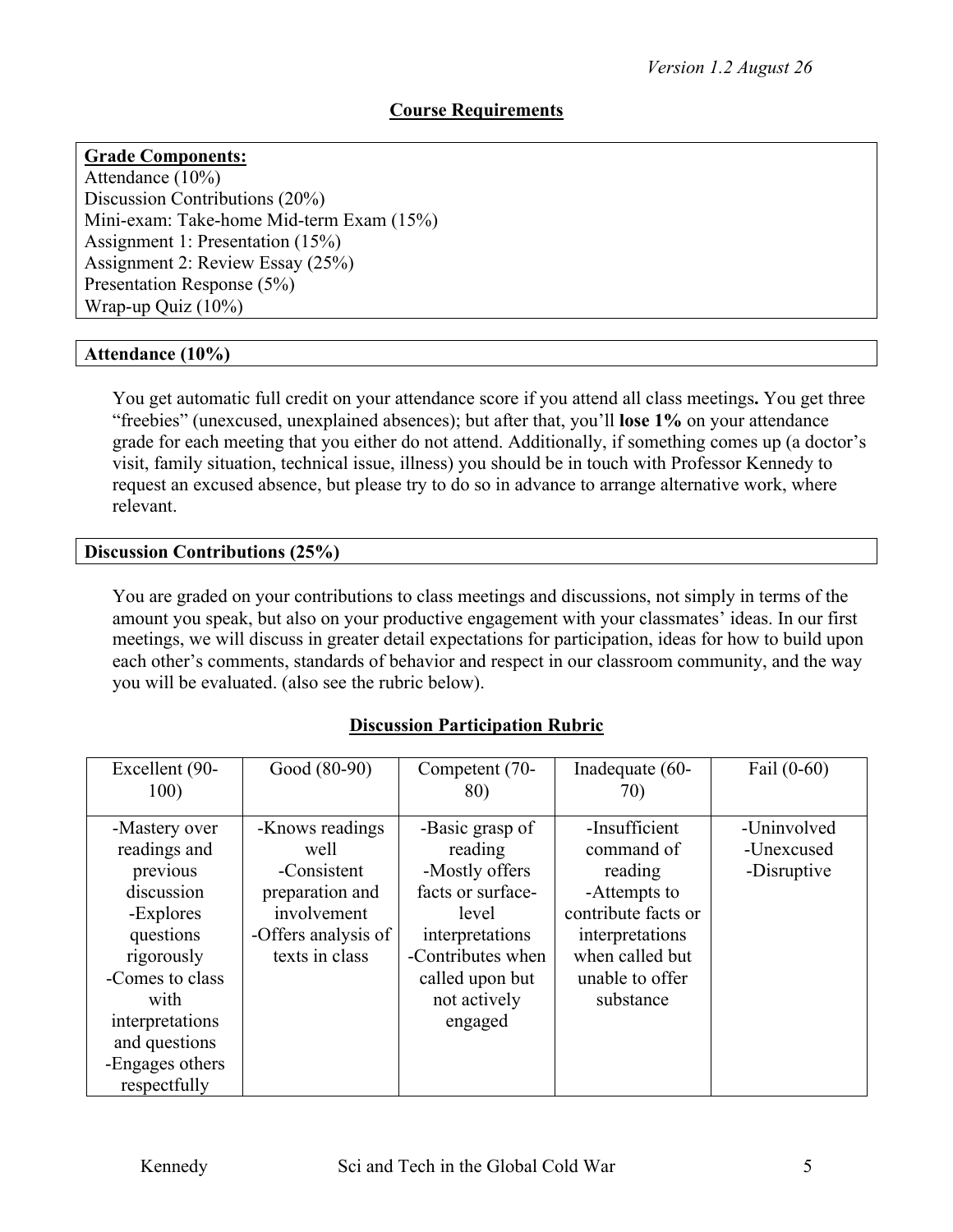*Version 1.2 August 26*

## Course Requirements

**Grade Components:**

Attendance (10%)
Discussion Contributions (20%)
Mini-exam: Take-home Mid-term Exam (15%)
Assignment 1: Presentation (15%)
Assignment 2: Review Essay (25%)
Presentation Response (5%)
Wrap-up Quiz (10%)

### Attendance (10%)

You get automatic full credit on your attendance score if you attend all class meetings**.** You get three "freebies" (unexcused, unexplained absences); but after that, you'll **lose 1%** on your attendance grade for each meeting that you either do not attend. Additionally, if something comes up (a doctor's visit, family situation, technical issue, illness) you should be in touch with Professor Kennedy to request an excused absence, but please try to do so in advance to arrange alternative work, where relevant.

### Discussion Contributions (25%)

You are graded on your contributions to class meetings and discussions, not simply in terms of the amount you speak, but also on your productive engagement with your classmates' ideas. In our first meetings, we will discuss in greater detail expectations for participation, ideas for how to build upon each other's comments, standards of behavior and respect in our classroom community, and the way you will be evaluated. (also see the rubric below).

**Discussion Participation Rubric**

| Excellent (90-100) | Good (80-90) | Competent (70-80) | Inadequate (60-70) | Fail (0-60) |
|---|---|---|---|---|
| -Mastery over readings and previous discussion<br>-Explores questions rigorously<br>-Comes to class with interpretations and questions<br>-Engages others respectfully | -Knows readings well<br>-Consistent preparation and involvement<br>-Offers analysis of texts in class | -Basic grasp of reading<br>-Mostly offers facts or surface-level interpretations<br>-Contributes when called upon but not actively engaged | -Insufficient command of reading<br>-Attempts to contribute facts or interpretations when called but unable to offer substance | -Uninvolved<br>-Unexcused<br>-Disruptive |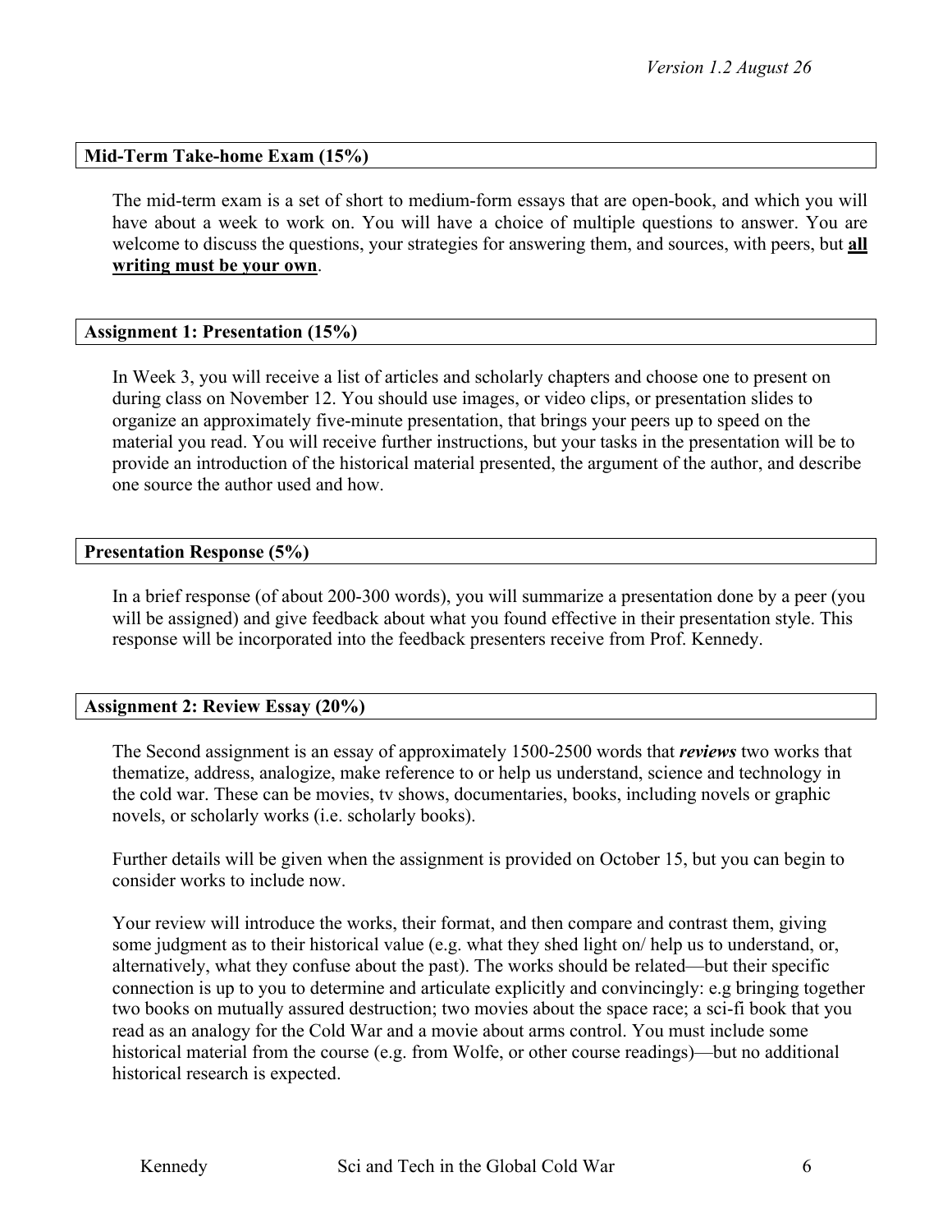### Mid-Term Take-home Exam (15%)

The mid-term exam is a set of short to medium-form essays that are open-book, and which you will have about a week to work on. You will have a choice of multiple questions to answer. You are welcome to discuss the questions, your strategies for answering them, and sources, with peers, but **<u>all writing must be your own</u>**.

### Assignment 1: Presentation (15%)

In Week 3, you will receive a list of articles and scholarly chapters and choose one to present on during class on November 12. You should use images, or video clips, or presentation slides to organize an approximately five-minute presentation, that brings your peers up to speed on the material you read. You will receive further instructions, but your tasks in the presentation will be to provide an introduction of the historical material presented, the argument of the author, and describe one source the author used and how.

### Presentation Response (5%)

In a brief response (of about 200-300 words), you will summarize a presentation done by a peer (you will be assigned) and give feedback about what you found effective in their presentation style. This response will be incorporated into the feedback presenters receive from Prof. Kennedy.

### Assignment 2: Review Essay (20%)

The Second assignment is an essay of approximately 1500-2500 words that ***reviews*** two works that thematize, address, analogize, make reference to or help us understand, science and technology in the cold war. These can be movies, tv shows, documentaries, books, including novels or graphic novels, or scholarly works (i.e. scholarly books).

Further details will be given when the assignment is provided on October 15, but you can begin to consider works to include now.

Your review will introduce the works, their format, and then compare and contrast them, giving some judgment as to their historical value (e.g. what they shed light on/ help us to understand, or, alternatively, what they confuse about the past). The works should be related—but their specific connection is up to you to determine and articulate explicitly and convincingly: e.g bringing together two books on mutually assured destruction; two movies about the space race; a sci-fi book that you read as an analogy for the Cold War and a movie about arms control. You must include some historical material from the course (e.g. from Wolfe, or other course readings)—but no additional historical research is expected.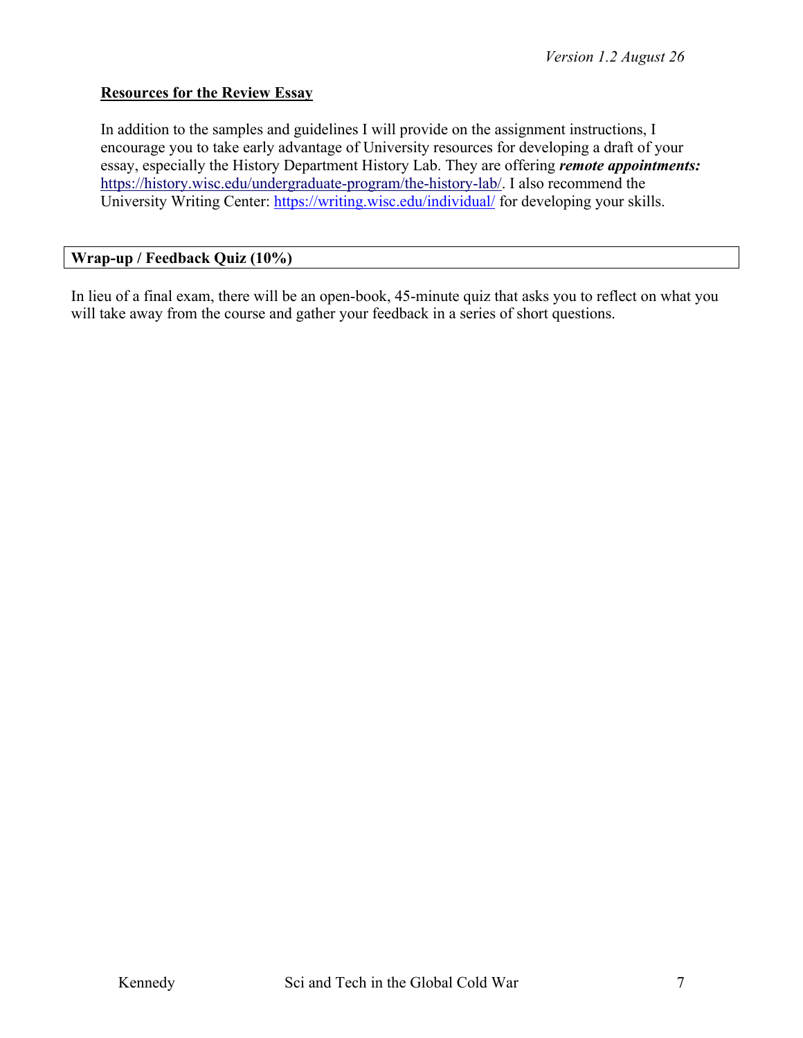### Resources for the Review Essay

In addition to the samples and guidelines I will provide on the assignment instructions, I encourage you to take early advantage of University resources for developing a draft of your essay, especially the History Department History Lab. They are offering ***remote appointments:*** https://history.wisc.edu/undergraduate-program/the-history-lab/. I also recommend the University Writing Center: https://writing.wisc.edu/individual/ for developing your skills.

## Wrap-up / Feedback Quiz (10%)

In lieu of a final exam, there will be an open-book, 45-minute quiz that asks you to reflect on what you will take away from the course and gather your feedback in a series of short questions.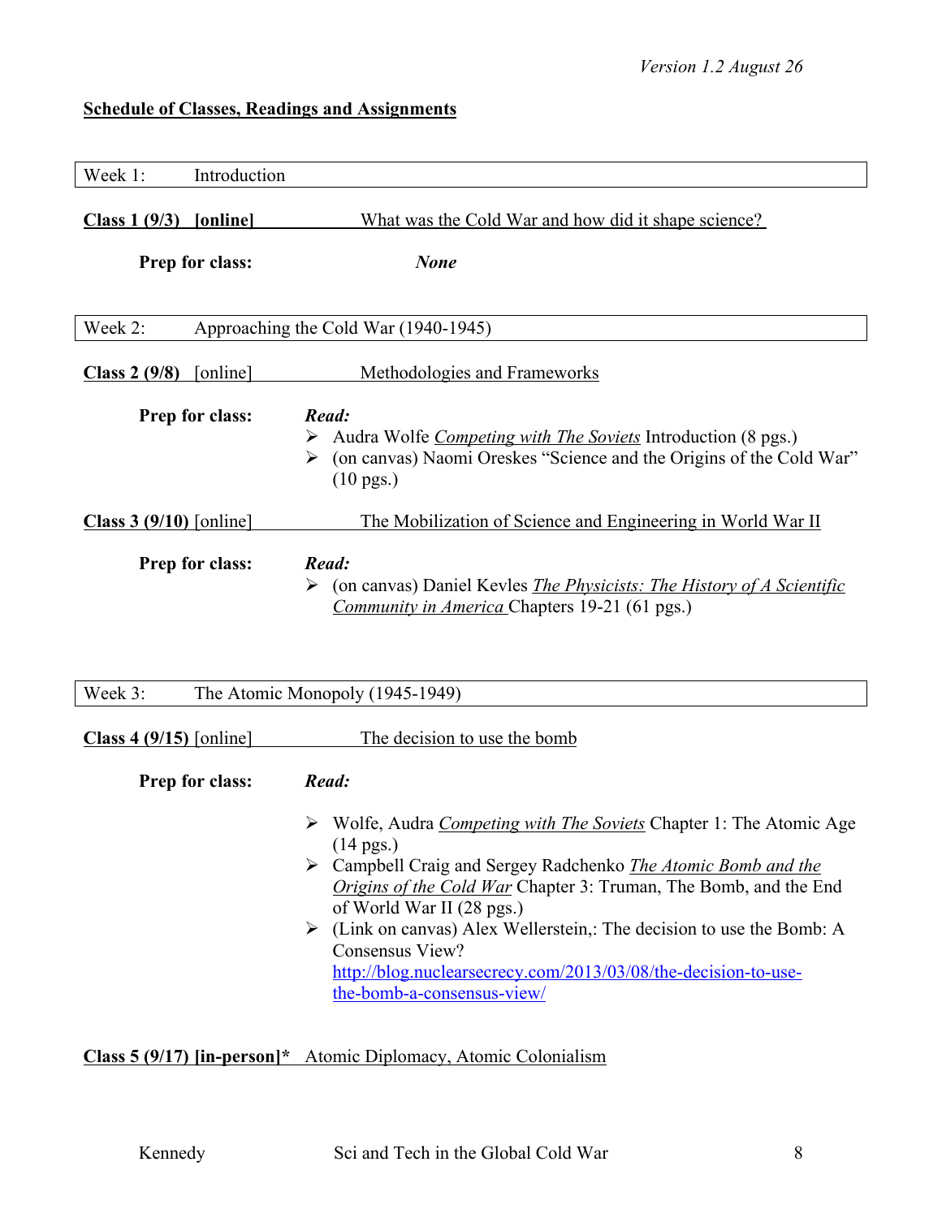*Version 1.2 August 26*

## Schedule of Classes, Readings and Assignments

| Week 1: | Introduction |
|---|---|

**Class 1 (9/3) [online]** What was the Cold War and how did it shape science?

**Prep for class:** ***None***

| Week 2: | Approaching the Cold War (1940-1945) |
|---|---|

**Class 2 (9/8)** [online] Methodologies and Frameworks

**Prep for class:**

***Read:***

- Audra Wolfe *Competing with The Soviets* Introduction (8 pgs.)
- (on canvas) Naomi Oreskes "Science and the Origins of the Cold War" (10 pgs.)

**Class 3 (9/10)** [online] The Mobilization of Science and Engineering in World War II

**Prep for class:**

***Read:***

- (on canvas) Daniel Kevles *The Physicists: The History of A Scientific Community in America* Chapters 19-21 (61 pgs.)

| Week 3: | The Atomic Monopoly (1945-1949) |
|---|---|

**Class 4 (9/15)** [online] The decision to use the bomb

**Prep for class:**

***Read:***

- Wolfe, Audra *Competing with The Soviets* Chapter 1: The Atomic Age (14 pgs.)
- Campbell Craig and Sergey Radchenko *The Atomic Bomb and the Origins of the Cold War* Chapter 3: Truman, The Bomb, and the End of World War II (28 pgs.)
- (Link on canvas) Alex Wellerstein,: The decision to use the Bomb: A Consensus View? http://blog.nuclearsecrecy.com/2013/03/08/the-decision-to-use-the-bomb-a-consensus-view/

**Class 5 (9/17) [in-person]*** Atomic Diplomacy, Atomic Colonialism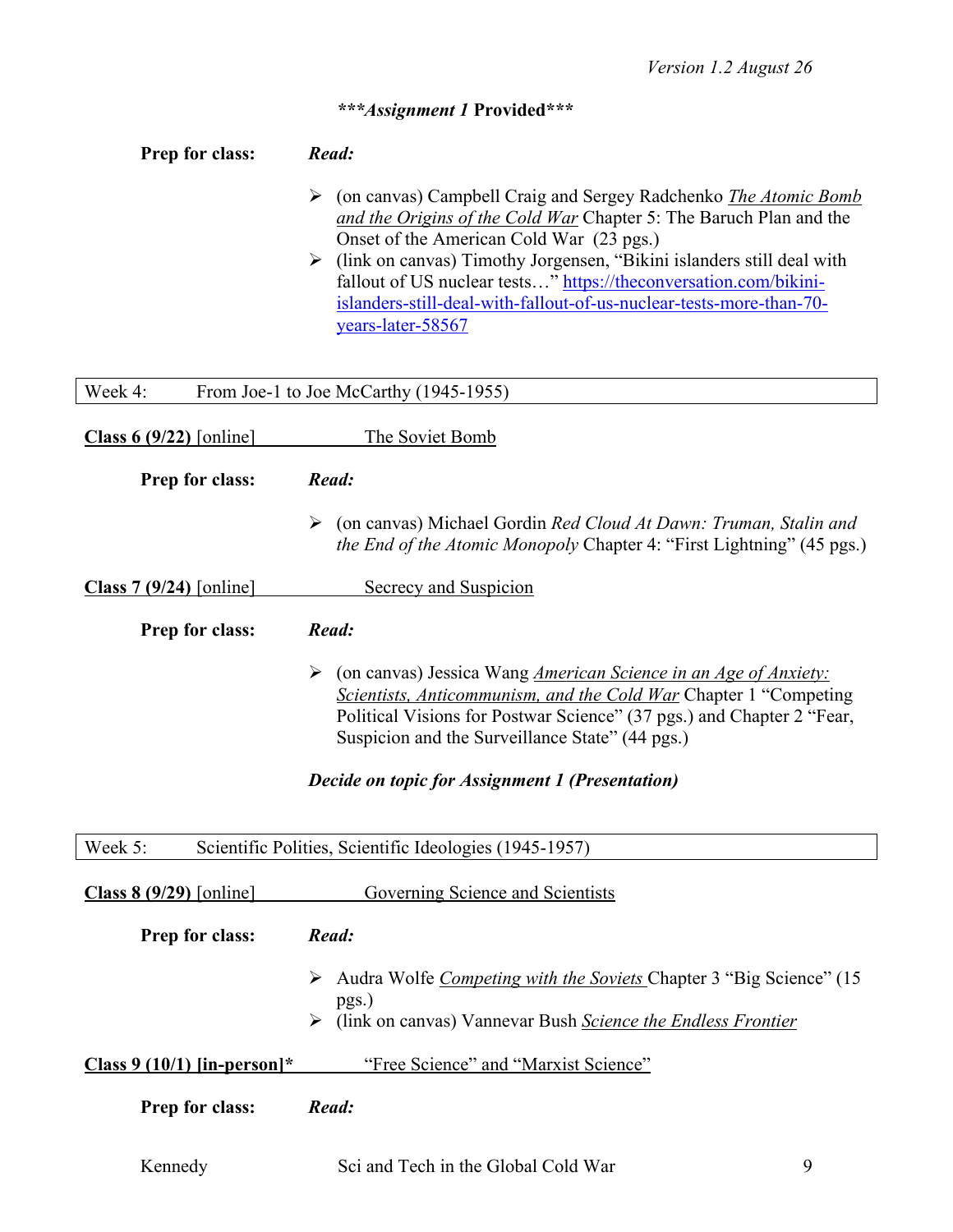*Version 1.2 August 26*

***\*\*\*Assignment 1* Provided\*\*\****

**Prep for class:** ***Read:***

- (on canvas) Campbell Craig and Sergey Radchenko *The Atomic Bomb and the Origins of the Cold War* Chapter 5: The Baruch Plan and the Onset of the American Cold War (23 pgs.)
- (link on canvas) Timothy Jorgensen, "Bikini islanders still deal with fallout of US nuclear tests…" https://theconversation.com/bikini-islanders-still-deal-with-fallout-of-us-nuclear-tests-more-than-70-years-later-58567

## Week 4: From Joe-1 to Joe McCarthy (1945-1955)

**Class 6 (9/22)** [online] The Soviet Bomb

**Prep for class:** ***Read:***

- (on canvas) Michael Gordin *Red Cloud At Dawn: Truman, Stalin and the End of the Atomic Monopoly* Chapter 4: "First Lightning" (45 pgs.)

**Class 7 (9/24)** [online] Secrecy and Suspicion

**Prep for class:** ***Read:***

- (on canvas) Jessica Wang *American Science in an Age of Anxiety: Scientists, Anticommunism, and the Cold War* Chapter 1 "Competing Political Visions for Postwar Science" (37 pgs.) and Chapter 2 "Fear, Suspicion and the Surveillance State" (44 pgs.)

***Decide on topic for Assignment 1 (Presentation)***

## Week 5: Scientific Polities, Scientific Ideologies (1945-1957)

**Class 8 (9/29)** [online] Governing Science and Scientists

**Prep for class:** ***Read:***

- Audra Wolfe *Competing with the Soviets* Chapter 3 "Big Science" (15 pgs.)
- (link on canvas) Vannevar Bush *Science the Endless Frontier*

**Class 9 (10/1) [in-person]\*** "Free Science" and "Marxist Science"

**Prep for class:** ***Read:***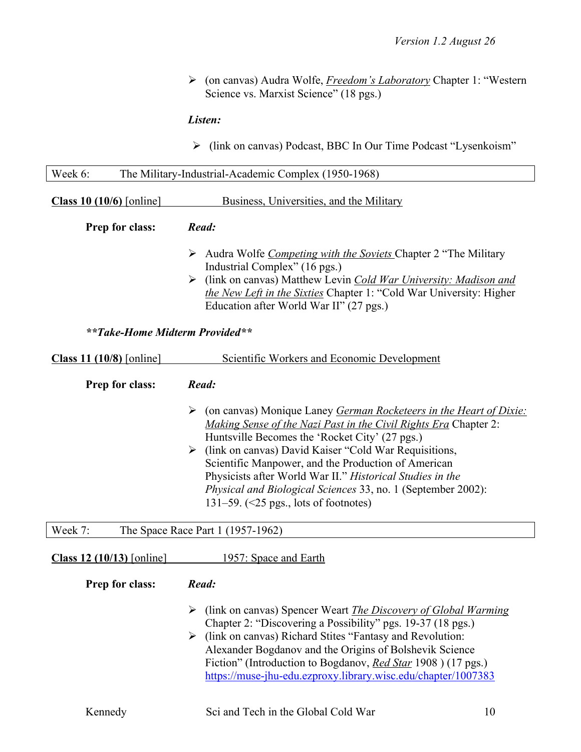- (on canvas) Audra Wolfe, *Freedom's Laboratory* Chapter 1: "Western Science vs. Marxist Science" (18 pgs.)

***Listen:***

- (link on canvas) Podcast, BBC In Our Time Podcast "Lysenkoism"

## Week 6: The Military-Industrial-Academic Complex (1950-1968)

**Class 10 (10/6)** [online] Business, Universities, and the Military

**Prep for class:** ***Read:***

- Audra Wolfe *Competing with the Soviets* Chapter 2 "The Military Industrial Complex" (16 pgs.)
- (link on canvas) Matthew Levin *Cold War University: Madison and the New Left in the Sixties* Chapter 1: "Cold War University: Higher Education after World War II" (27 pgs.)

***\*\*Take-Home Midterm Provided\*\****

**Class 11 (10/8)** [online] Scientific Workers and Economic Development

**Prep for class:** ***Read:***

- (on canvas) Monique Laney *German Rocketeers in the Heart of Dixie: Making Sense of the Nazi Past in the Civil Rights Era* Chapter 2: Huntsville Becomes the 'Rocket City' (27 pgs.)
- (link on canvas) David Kaiser "Cold War Requisitions, Scientific Manpower, and the Production of American Physicists after World War II." *Historical Studies in the Physical and Biological Sciences* 33, no. 1 (September 2002): 131–59. (<25 pgs., lots of footnotes)

## Week 7: The Space Race Part 1 (1957-1962)

**Class 12 (10/13)** [online] 1957: Space and Earth

**Prep for class:** ***Read:***

- (link on canvas) Spencer Weart *The Discovery of Global Warming* Chapter 2: "Discovering a Possibility" pgs. 19-37 (18 pgs.)
- (link on canvas) Richard Stites "Fantasy and Revolution: Alexander Bogdanov and the Origins of Bolshevik Science Fiction" (Introduction to Bogdanov, *Red Star* 1908 ) (17 pgs.) https://muse-jhu-edu.ezproxy.library.wisc.edu/chapter/1007383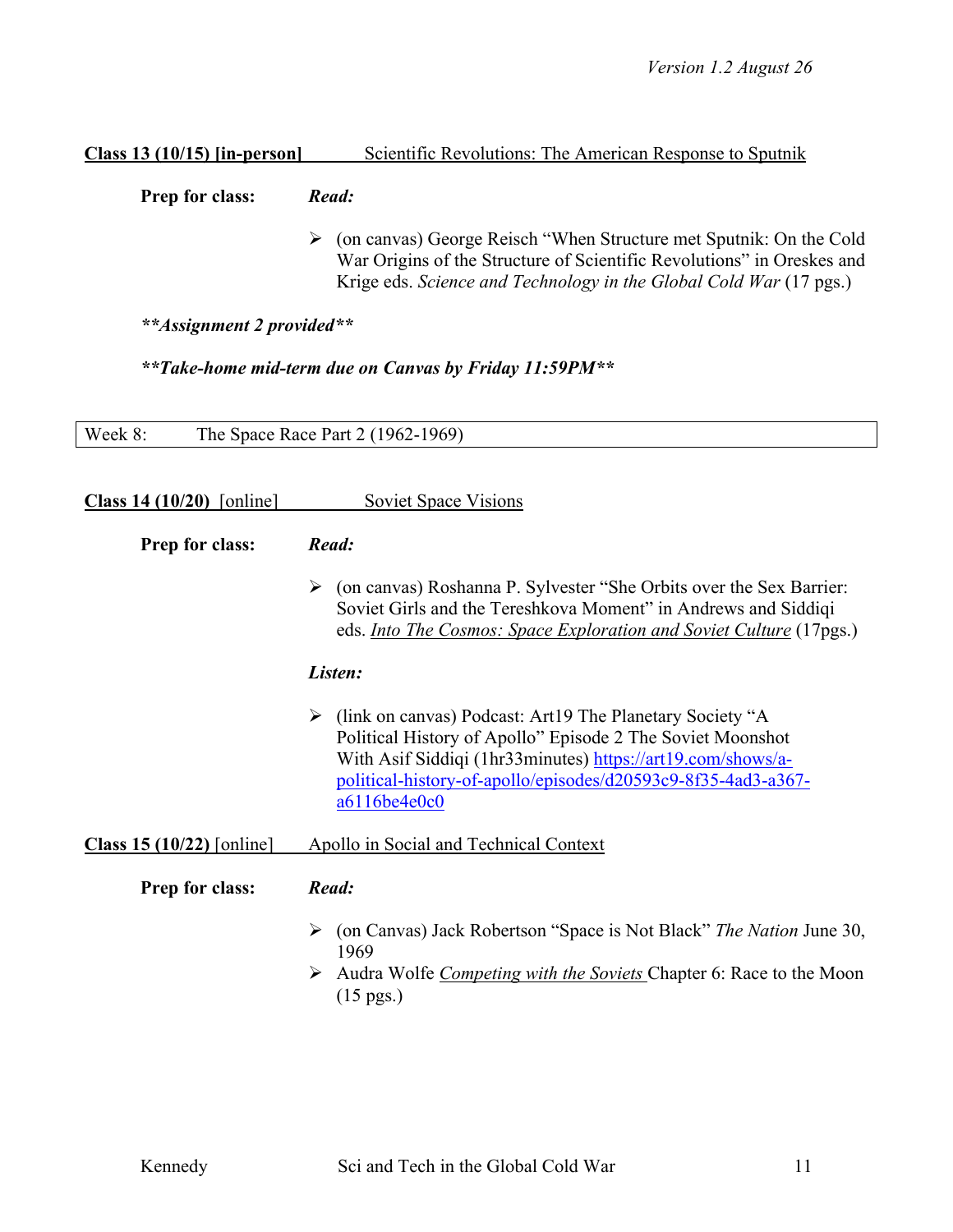**Class 13 (10/15) [in-person]** Scientific Revolutions: The American Response to Sputnik

**Prep for class:** ***Read:***

- (on canvas) George Reisch "When Structure met Sputnik: On the Cold War Origins of the Structure of Scientific Revolutions" in Oreskes and Krige eds. *Science and Technology in the Global Cold War* (17 pgs.)

***\*\*Assignment 2 provided\*\****

***\*\*Take-home mid-term due on Canvas by Friday 11:59PM\*\****

## Week 8: The Space Race Part 2 (1962-1969)

**Class 14 (10/20)** [online] Soviet Space Visions

**Prep for class:** ***Read:***

- (on canvas) Roshanna P. Sylvester "She Orbits over the Sex Barrier: Soviet Girls and the Tereshkova Moment" in Andrews and Siddiqi eds. *Into The Cosmos: Space Exploration and Soviet Culture* (17pgs.)

***Listen:***

- (link on canvas) Podcast: Art19 The Planetary Society "A Political History of Apollo" Episode 2 The Soviet Moonshot With Asif Siddiqi (1hr33minutes) https://art19.com/shows/a-political-history-of-apollo/episodes/d20593c9-8f35-4ad3-a367-a6116be4e0c0

**Class 15 (10/22)** [online] Apollo in Social and Technical Context

**Prep for class:** ***Read:***

- (on Canvas) Jack Robertson "Space is Not Black" *The Nation* June 30, 1969
- Audra Wolfe *Competing with the Soviets* Chapter 6: Race to the Moon (15 pgs.)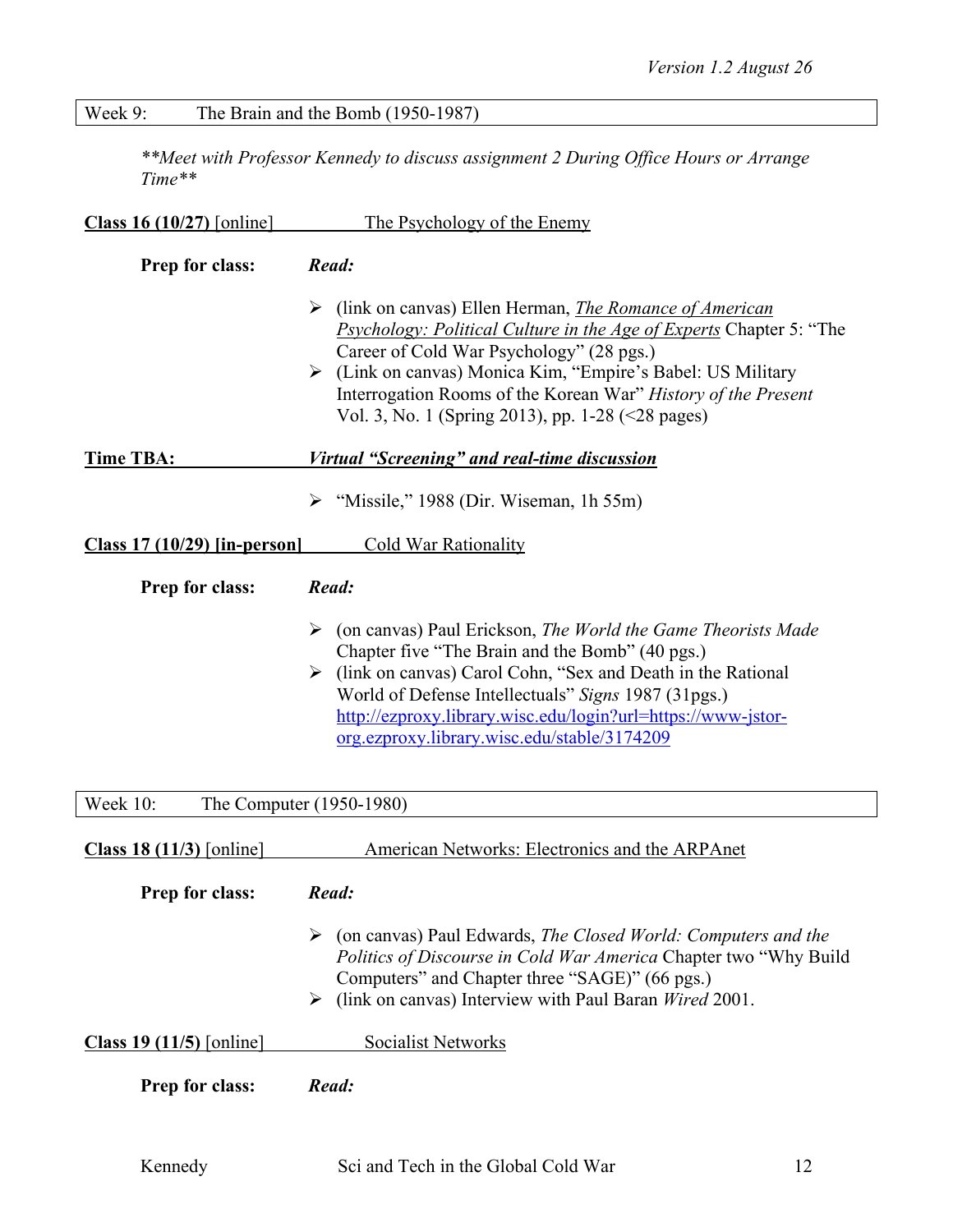## Week 9: The Brain and the Bomb (1950-1987)

***Meet with Professor Kennedy to discuss assignment 2 During Office Hours or Arrange Time***

**Class 16 (10/27)** [online] The Psychology of the Enemy

**Prep for class:** ***Read:***

- (link on canvas) Ellen Herman, *The Romance of American Psychology: Political Culture in the Age of Experts* Chapter 5: "The Career of Cold War Psychology" (28 pgs.)
- (Link on canvas) Monica Kim, "Empire's Babel: US Military Interrogation Rooms of the Korean War" *History of the Present* Vol. 3, No. 1 (Spring 2013), pp. 1-28 (<28 pages)

**Time TBA:** ***Virtual "Screening" and real-time discussion***

- "Missile," 1988 (Dir. Wiseman, 1h 55m)

**Class 17 (10/29) [in-person]** Cold War Rationality

**Prep for class:** ***Read:***

- (on canvas) Paul Erickson, *The World the Game Theorists Made* Chapter five "The Brain and the Bomb" (40 pgs.)
- (link on canvas) Carol Cohn, "Sex and Death in the Rational World of Defense Intellectuals" *Signs* 1987 (31pgs.) http://ezproxy.library.wisc.edu/login?url=https://www-jstor-org.ezproxy.library.wisc.edu/stable/3174209

## Week 10: The Computer (1950-1980)

**Class 18 (11/3)** [online] American Networks: Electronics and the ARPAnet

**Prep for class:** ***Read:***

- (on canvas) Paul Edwards, *The Closed World: Computers and the Politics of Discourse in Cold War America* Chapter two "Why Build Computers" and Chapter three "SAGE)" (66 pgs.)
- (link on canvas) Interview with Paul Baran *Wired* 2001.

**Class 19 (11/5)** [online] Socialist Networks

**Prep for class:** ***Read:***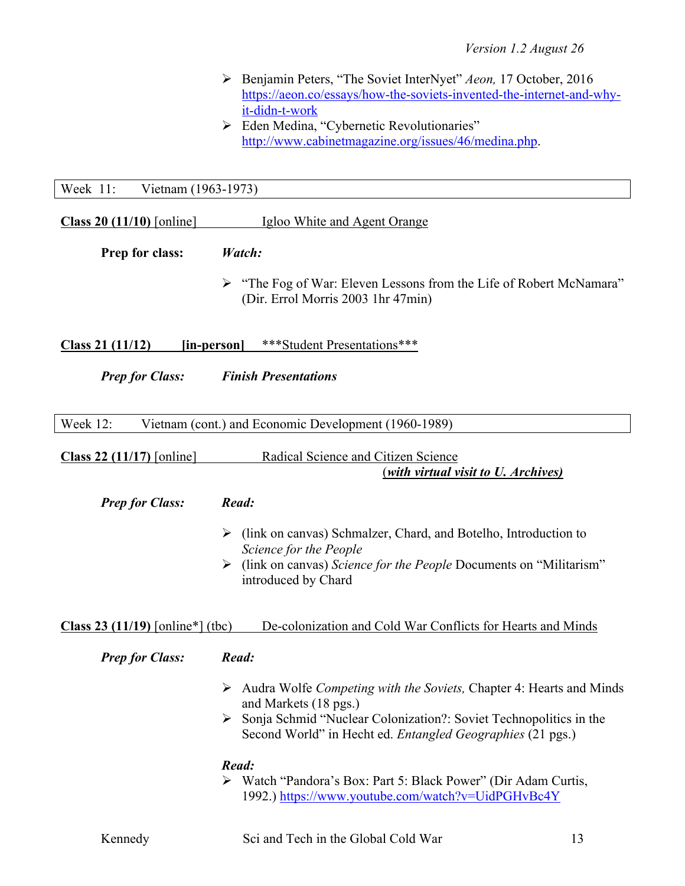- Benjamin Peters, "The Soviet InterNyet" *Aeon,* 17 October, 2016 https://aeon.co/essays/how-the-soviets-invented-the-internet-and-why-it-didn-t-work
- Eden Medina, "Cybernetic Revolutionaries" http://www.cabinetmagazine.org/issues/46/medina.php.

## Week 11: Vietnam (1963-1973)

**Class 20 (11/10)** [online] Igloo White and Agent Orange

**Prep for class:** ***Watch:***

- "The Fog of War: Eleven Lessons from the Life of Robert McNamara" (Dir. Errol Morris 2003 1hr 47min)

**Class 21 (11/12) [in-person]** ***Student Presentations***

***Prep for Class: Finish Presentations***

## Week 12: Vietnam (cont.) and Economic Development (1960-1989)

**Class 22 (11/17)** [online] Radical Science and Citizen Science
***(with virtual visit to U. Archives)***

***Prep for Class:*** ***Read:***

- (link on canvas) Schmalzer, Chard, and Botelho, Introduction to *Science for the People*
- (link on canvas) *Science for the People* Documents on "Militarism" introduced by Chard

**Class 23 (11/19)** [online*] (tbc) De-colonization and Cold War Conflicts for Hearts and Minds

***Prep for Class:*** ***Read:***

- Audra Wolfe *Competing with the Soviets,* Chapter 4: Hearts and Minds and Markets (18 pgs.)
- Sonja Schmid "Nuclear Colonization?: Soviet Technopolitics in the Second World" in Hecht ed. *Entangled Geographies* (21 pgs.)

***Read:***

- Watch "Pandora's Box: Part 5: Black Power" (Dir Adam Curtis, 1992.) https://www.youtube.com/watch?v=UidPGHvBc4Y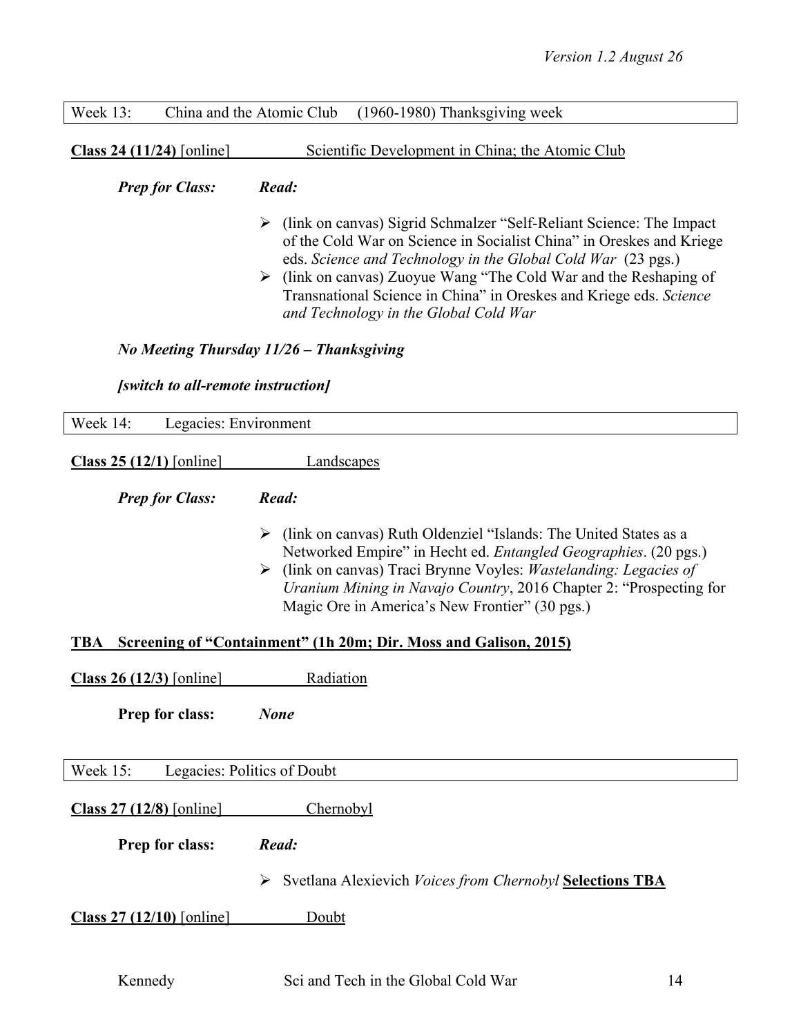Week 13: China and the Atomic Club (1960-1980) Thanksgiving week

**Class 24 (11/24)** [online] Scientific Development in China; the Atomic Club

***Prep for Class:*** ***Read:***

- (link on canvas) Sigrid Schmalzer "Self-Reliant Science: The Impact of the Cold War on Science in Socialist China" in Oreskes and Kriege eds. *Science and Technology in the Global Cold War* (23 pgs.)
- (link on canvas) Zuoyue Wang "The Cold War and the Reshaping of Transnational Science in China" in Oreskes and Kriege eds. *Science and Technology in the Global Cold War*

***No Meeting Thursday 11/26 – Thanksgiving***

***[switch to all-remote instruction]***

Week 14: Legacies: Environment

**Class 25 (12/1)** [online] Landscapes

***Prep for Class:*** ***Read:***

- (link on canvas) Ruth Oldenziel "Islands: The United States as a Networked Empire" in Hecht ed. *Entangled Geographies*. (20 pgs.)
- (link on canvas) Traci Brynne Voyles: *Wastelanding: Legacies of Uranium Mining in Navajo Country*, 2016 Chapter 2: "Prospecting for Magic Ore in America's New Frontier" (30 pgs.)

**TBA Screening of "Containment" (1h 20m; Dir. Moss and Galison, 2015)**

**Class 26 (12/3)** [online] Radiation

**Prep for class:** ***None***

Week 15: Legacies: Politics of Doubt

**Class 27 (12/8)** [online] Chernobyl

**Prep for class:** ***Read:***

- Svetlana Alexievich *Voices from Chernobyl* **Selections TBA**

**Class 27 (12/10)** [online] Doubt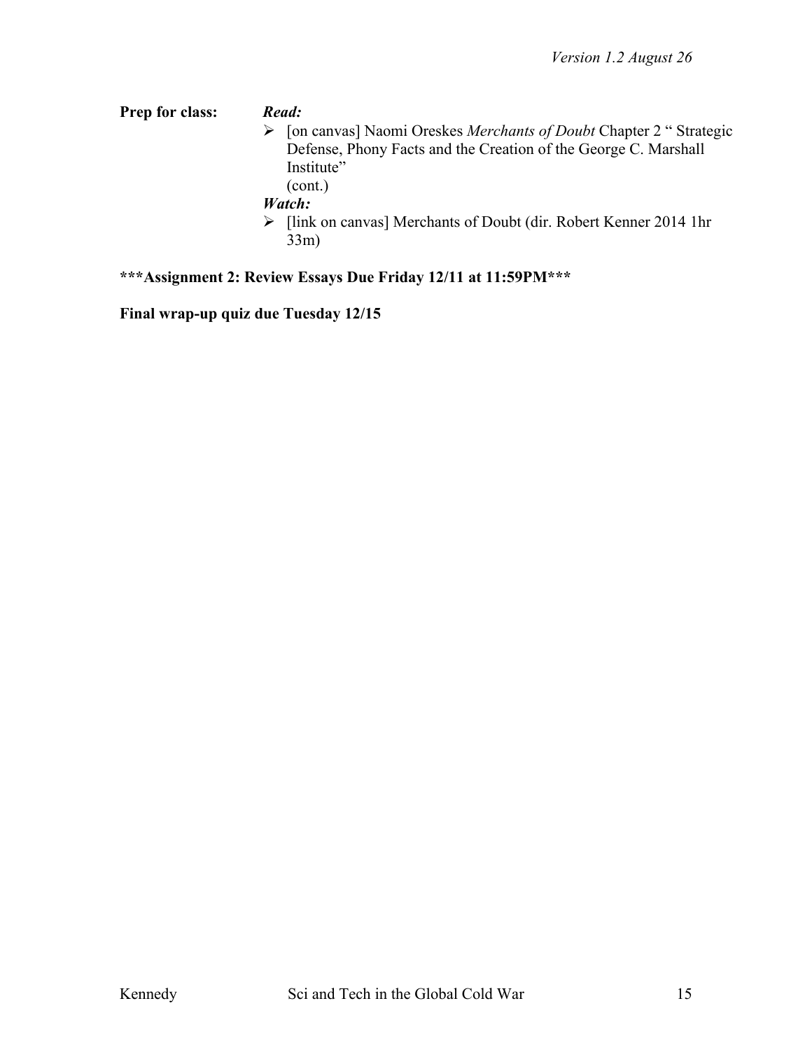**Prep for class:** ***Read:***

- [on canvas] Naomi Oreskes *Merchants of Doubt* Chapter 2 " Strategic Defense, Phony Facts and the Creation of the George C. Marshall Institute"
  (cont.)

***Watch:***

- [link on canvas] Merchants of Doubt (dir. Robert Kenner 2014 1hr 33m)

**\*\*\*Assignment 2: Review Essays Due Friday 12/11 at 11:59PM\*\*\***

**Final wrap-up quiz due Tuesday 12/15**